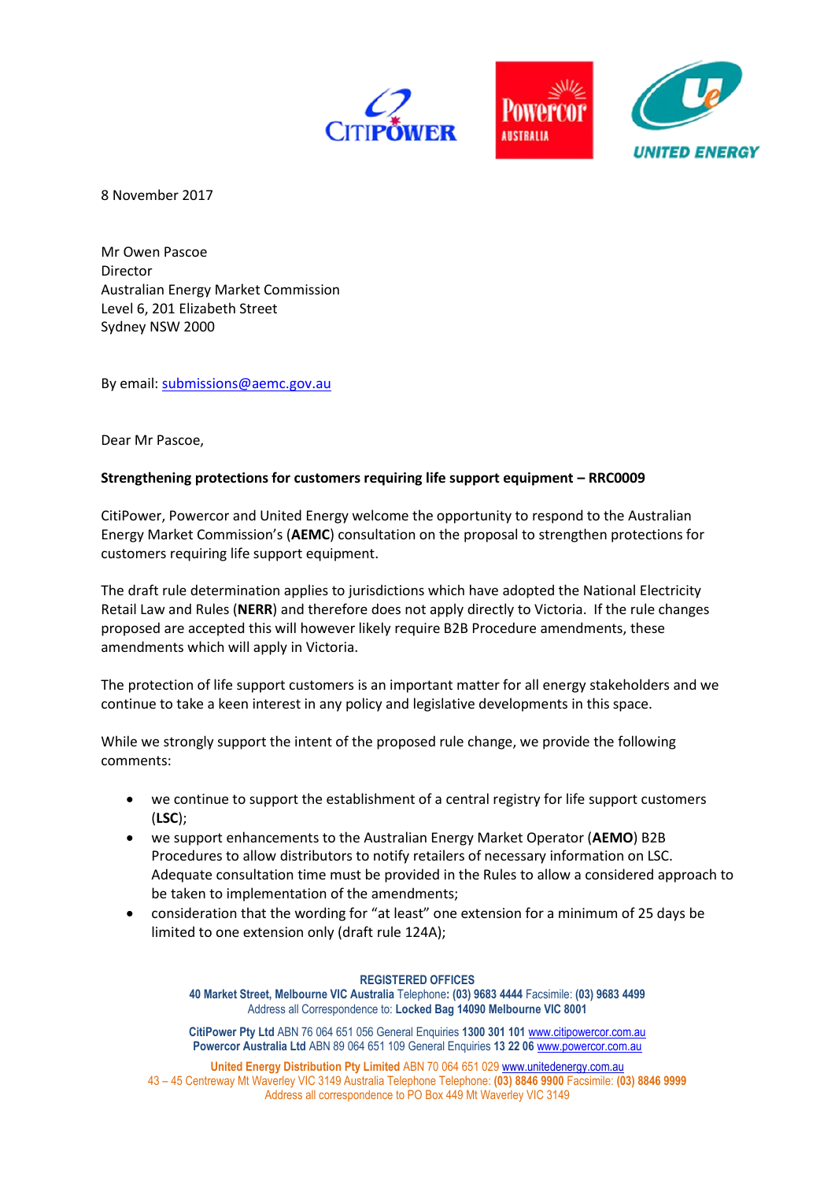8 November 2017

Mr Owen Pascoe
Director
Australian Energy Market Commission
Level 6, 201 Elizabeth Street
Sydney NSW 2000

By email: submissions@aemc.gov.au

Dear Mr Pascoe,

**Strengthening protections for customers requiring life support equipment – RRC0009**

CitiPower, Powercor and United Energy welcome the opportunity to respond to the Australian Energy Market Commission's (**AEMC**) consultation on the proposal to strengthen protections for customers requiring life support equipment.

The draft rule determination applies to jurisdictions which have adopted the National Electricity Retail Law and Rules (**NERR**) and therefore does not apply directly to Victoria. If the rule changes proposed are accepted this will however likely require B2B Procedure amendments, these amendments which will apply in Victoria.

The protection of life support customers is an important matter for all energy stakeholders and we continue to take a keen interest in any policy and legislative developments in this space.

While we strongly support the intent of the proposed rule change, we provide the following comments:

- we continue to support the establishment of a central registry for life support customers (**LSC**);
- we support enhancements to the Australian Energy Market Operator (**AEMO**) B2B Procedures to allow distributors to notify retailers of necessary information on LSC. Adequate consultation time must be provided in the Rules to allow a considered approach to be taken to implementation of the amendments;
- consideration that the wording for "at least" one extension for a minimum of 25 days be limited to one extension only (draft rule 124A);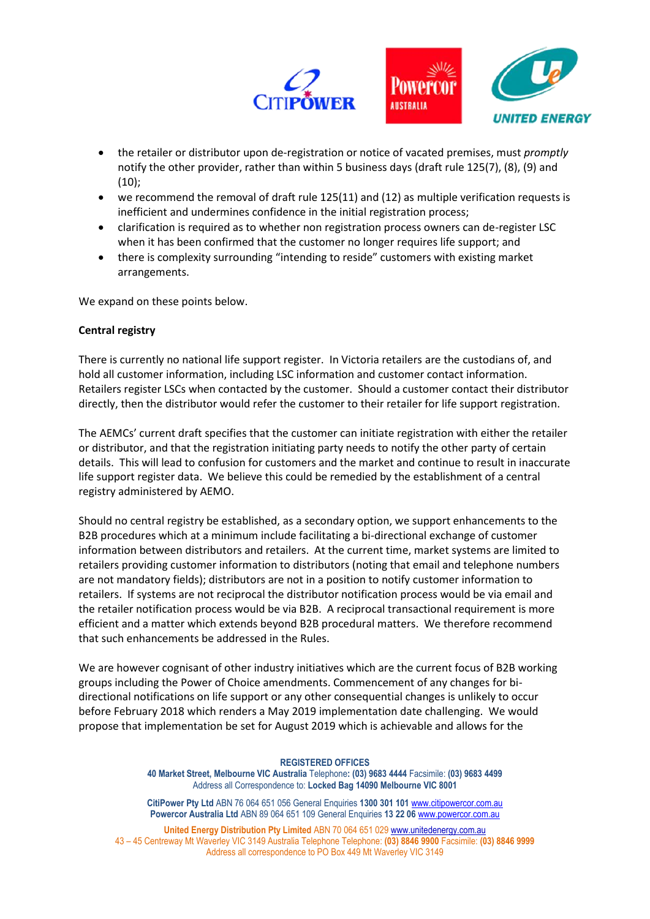- the retailer or distributor upon de-registration or notice of vacated premises, must *promptly* notify the other provider, rather than within 5 business days (draft rule 125(7), (8), (9) and (10);
- we recommend the removal of draft rule 125(11) and (12) as multiple verification requests is inefficient and undermines confidence in the initial registration process;
- clarification is required as to whether non registration process owners can de-register LSC when it has been confirmed that the customer no longer requires life support; and
- there is complexity surrounding "intending to reside" customers with existing market arrangements.

We expand on these points below.

**Central registry**

There is currently no national life support register. In Victoria retailers are the custodians of, and hold all customer information, including LSC information and customer contact information. Retailers register LSCs when contacted by the customer. Should a customer contact their distributor directly, then the distributor would refer the customer to their retailer for life support registration.

The AEMCs' current draft specifies that the customer can initiate registration with either the retailer or distributor, and that the registration initiating party needs to notify the other party of certain details. This will lead to confusion for customers and the market and continue to result in inaccurate life support register data. We believe this could be remedied by the establishment of a central registry administered by AEMO.

Should no central registry be established, as a secondary option, we support enhancements to the B2B procedures which at a minimum include facilitating a bi-directional exchange of customer information between distributors and retailers. At the current time, market systems are limited to retailers providing customer information to distributors (noting that email and telephone numbers are not mandatory fields); distributors are not in a position to notify customer information to retailers. If systems are not reciprocal the distributor notification process would be via email and the retailer notification process would be via B2B. A reciprocal transactional requirement is more efficient and a matter which extends beyond B2B procedural matters. We therefore recommend that such enhancements be addressed in the Rules.

We are however cognisant of other industry initiatives which are the current focus of B2B working groups including the Power of Choice amendments. Commencement of any changes for bi-directional notifications on life support or any other consequential changes is unlikely to occur before February 2018 which renders a May 2019 implementation date challenging. We would propose that implementation be set for August 2019 which is achievable and allows for the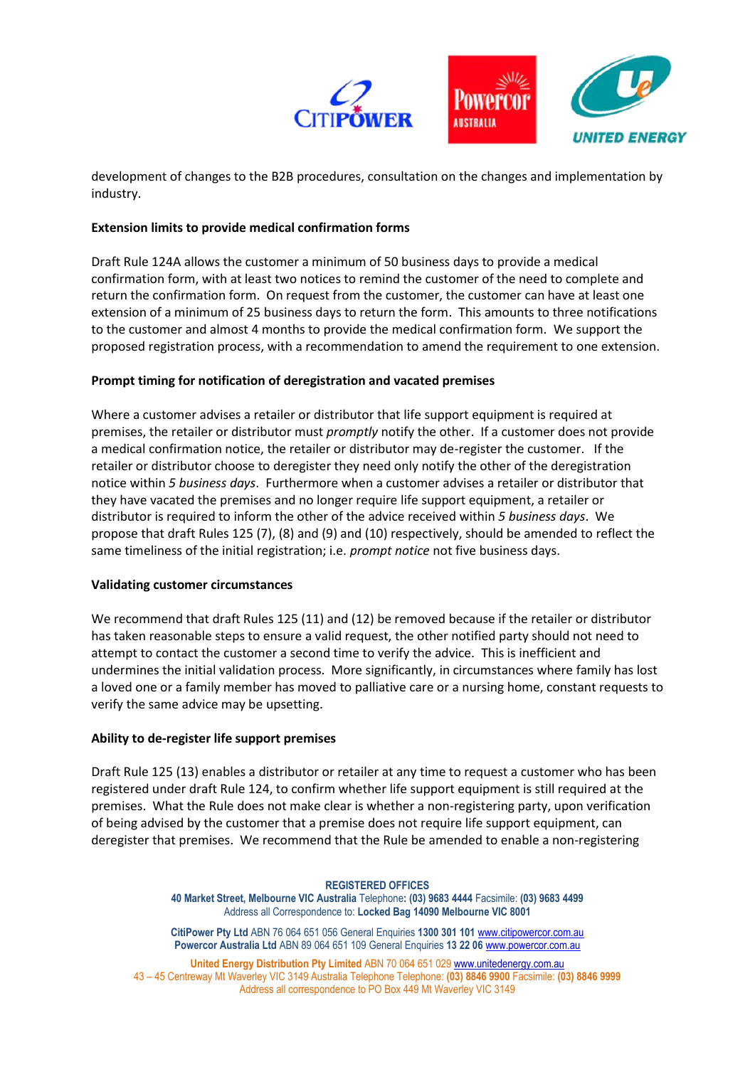development of changes to the B2B procedures, consultation on the changes and implementation by industry.

**Extension limits to provide medical confirmation forms**

Draft Rule 124A allows the customer a minimum of 50 business days to provide a medical confirmation form, with at least two notices to remind the customer of the need to complete and return the confirmation form. On request from the customer, the customer can have at least one extension of a minimum of 25 business days to return the form. This amounts to three notifications to the customer and almost 4 months to provide the medical confirmation form. We support the proposed registration process, with a recommendation to amend the requirement to one extension.

**Prompt timing for notification of deregistration and vacated premises**

Where a customer advises a retailer or distributor that life support equipment is required at premises, the retailer or distributor must *promptly* notify the other. If a customer does not provide a medical confirmation notice, the retailer or distributor may de-register the customer. If the retailer or distributor choose to deregister they need only notify the other of the deregistration notice within *5 business days*. Furthermore when a customer advises a retailer or distributor that they have vacated the premises and no longer require life support equipment, a retailer or distributor is required to inform the other of the advice received within *5 business days*. We propose that draft Rules 125 (7), (8) and (9) and (10) respectively, should be amended to reflect the same timeliness of the initial registration; i.e. *prompt notice* not five business days.

**Validating customer circumstances**

We recommend that draft Rules 125 (11) and (12) be removed because if the retailer or distributor has taken reasonable steps to ensure a valid request, the other notified party should not need to attempt to contact the customer a second time to verify the advice. This is inefficient and undermines the initial validation process. More significantly, in circumstances where family has lost a loved one or a family member has moved to palliative care or a nursing home, constant requests to verify the same advice may be upsetting.

**Ability to de-register life support premises**

Draft Rule 125 (13) enables a distributor or retailer at any time to request a customer who has been registered under draft Rule 124, to confirm whether life support equipment is still required at the premises. What the Rule does not make clear is whether a non-registering party, upon verification of being advised by the customer that a premise does not require life support equipment, can deregister that premises. We recommend that the Rule be amended to enable a non-registering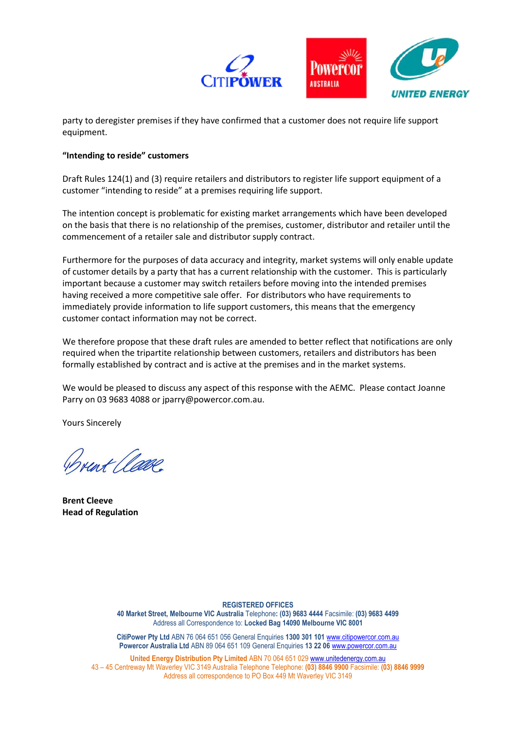party to deregister premises if they have confirmed that a customer does not require life support equipment.

**"Intending to reside" customers**

Draft Rules 124(1) and (3) require retailers and distributors to register life support equipment of a customer "intending to reside" at a premises requiring life support.

The intention concept is problematic for existing market arrangements which have been developed on the basis that there is no relationship of the premises, customer, distributor and retailer until the commencement of a retailer sale and distributor supply contract.

Furthermore for the purposes of data accuracy and integrity, market systems will only enable update of customer details by a party that has a current relationship with the customer. This is particularly important because a customer may switch retailers before moving into the intended premises having received a more competitive sale offer. For distributors who have requirements to immediately provide information to life support customers, this means that the emergency customer contact information may not be correct.

We therefore propose that these draft rules are amended to better reflect that notifications are only required when the tripartite relationship between customers, retailers and distributors has been formally established by contract and is active at the premises and in the market systems.

We would be pleased to discuss any aspect of this response with the AEMC. Please contact Joanne Parry on 03 9683 4088 or jparry@powercor.com.au.

Yours Sincerely

**Brent Cleeve**
**Head of Regulation**

**REGISTERED OFFICES**
**40 Market Street, Melbourne VIC Australia** Telephone: **(03) 9683 4444** Facsimile: **(03) 9683 4499**
Address all Correspondence to: **Locked Bag 14090 Melbourne VIC 8001**

**CitiPower Pty Ltd** ABN 76 064 651 056 General Enquiries **1300 301 101** www.citipowercor.com.au
**Powercor Australia Ltd** ABN 89 064 651 109 General Enquiries **13 22 06** www.powercor.com.au

**United Energy Distribution Pty Limited** ABN 70 064 651 029 www.unitedenergy.com.au
43 – 45 Centreway Mt Waverley VIC 3149 Australia Telephone Telephone: **(03) 8846 9900** Facsimile: **(03) 8846 9999**
Address all correspondence to PO Box 449 Mt Waverley VIC 3149